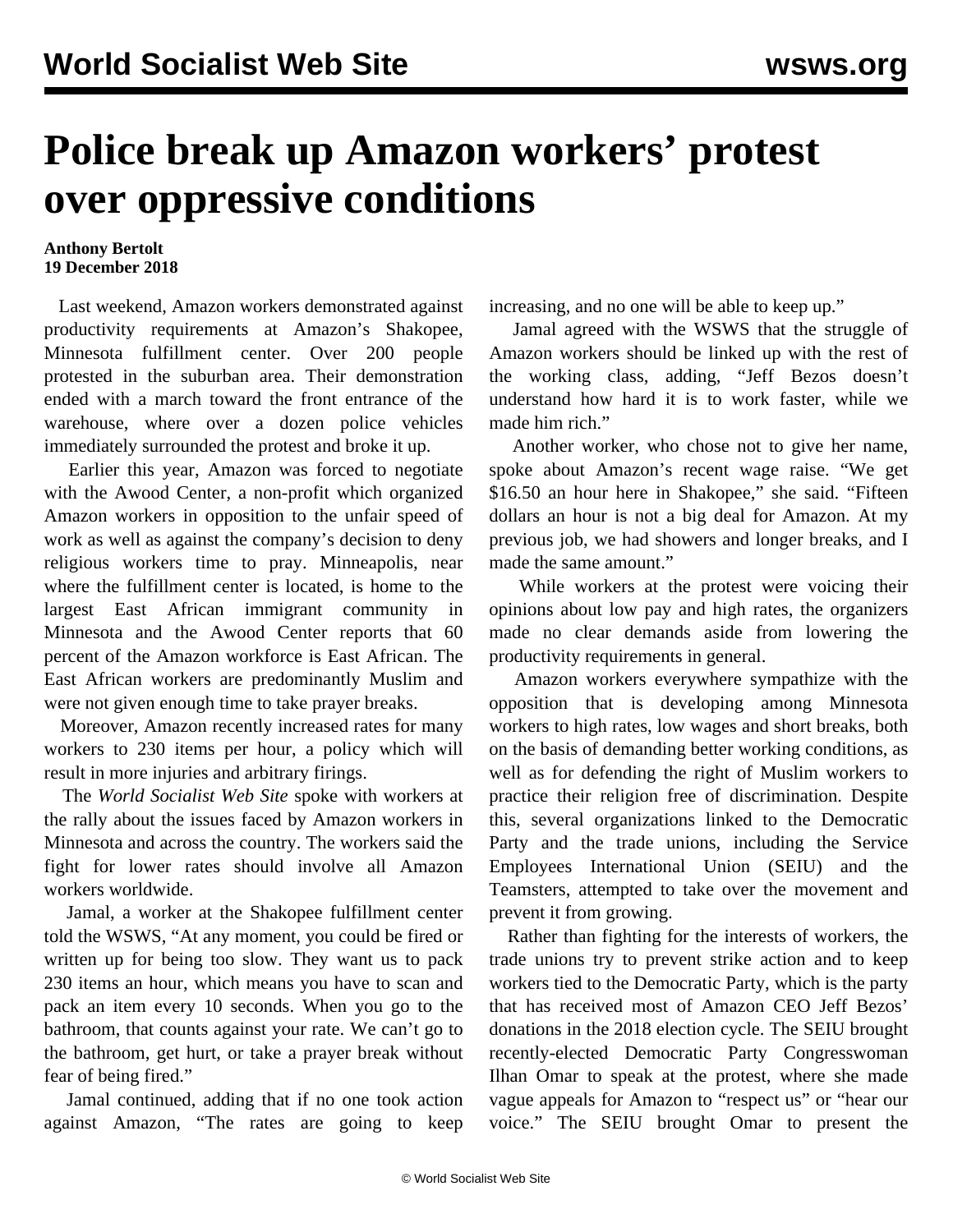# Police break up Amazon workers' protest over oppressive conditions

**Anthony Bertolt**
**19 December 2018**

Last weekend, Amazon workers demonstrated against productivity requirements at Amazon's Shakopee, Minnesota fulfillment center. Over 200 people protested in the suburban area. Their demonstration ended with a march toward the front entrance of the warehouse, where over a dozen police vehicles immediately surrounded the protest and broke it up.

Earlier this year, Amazon was forced to negotiate with the Awood Center, a non-profit which organized Amazon workers in opposition to the unfair speed of work as well as against the company's decision to deny religious workers time to pray. Minneapolis, near where the fulfillment center is located, is home to the largest East African immigrant community in Minnesota and the Awood Center reports that 60 percent of the Amazon workforce is East African. The East African workers are predominantly Muslim and were not given enough time to take prayer breaks.

Moreover, Amazon recently increased rates for many workers to 230 items per hour, a policy which will result in more injuries and arbitrary firings.

The *World Socialist Web Site* spoke with workers at the rally about the issues faced by Amazon workers in Minnesota and across the country. The workers said the fight for lower rates should involve all Amazon workers worldwide.

Jamal, a worker at the Shakopee fulfillment center told the WSWS, "At any moment, you could be fired or written up for being too slow. They want us to pack 230 items an hour, which means you have to scan and pack an item every 10 seconds. When you go to the bathroom, that counts against your rate. We can't go to the bathroom, get hurt, or take a prayer break without fear of being fired."

Jamal continued, adding that if no one took action against Amazon, "The rates are going to keep increasing, and no one will be able to keep up."

Jamal agreed with the WSWS that the struggle of Amazon workers should be linked up with the rest of the working class, adding, "Jeff Bezos doesn't understand how hard it is to work faster, while we made him rich."

Another worker, who chose not to give her name, spoke about Amazon's recent wage raise. "We get $16.50 an hour here in Shakopee," she said. "Fifteen dollars an hour is not a big deal for Amazon. At my previous job, we had showers and longer breaks, and I made the same amount."

While workers at the protest were voicing their opinions about low pay and high rates, the organizers made no clear demands aside from lowering the productivity requirements in general.

Amazon workers everywhere sympathize with the opposition that is developing among Minnesota workers to high rates, low wages and short breaks, both on the basis of demanding better working conditions, as well as for defending the right of Muslim workers to practice their religion free of discrimination. Despite this, several organizations linked to the Democratic Party and the trade unions, including the Service Employees International Union (SEIU) and the Teamsters, attempted to take over the movement and prevent it from growing.

Rather than fighting for the interests of workers, the trade unions try to prevent strike action and to keep workers tied to the Democratic Party, which is the party that has received most of Amazon CEO Jeff Bezos' donations in the 2018 election cycle. The SEIU brought recently-elected Democratic Party Congresswoman Ilhan Omar to speak at the protest, where she made vague appeals for Amazon to "respect us" or "hear our voice." The SEIU brought Omar to present the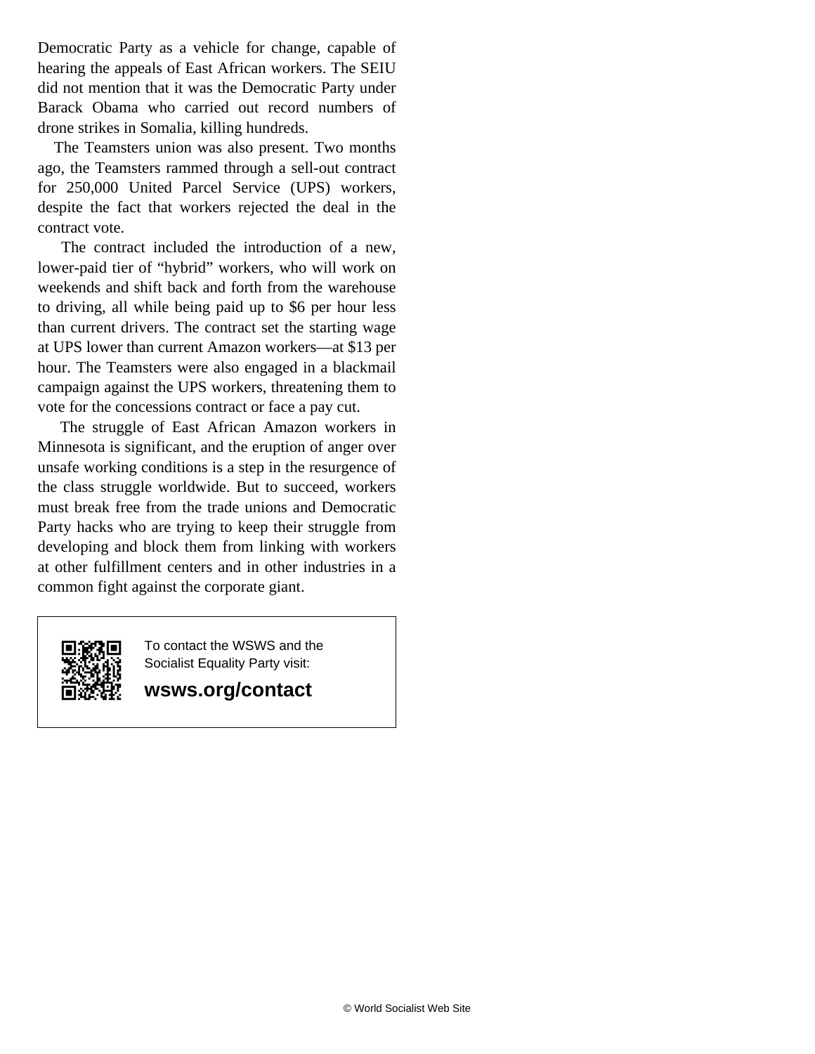Democratic Party as a vehicle for change, capable of hearing the appeals of East African workers. The SEIU did not mention that it was the Democratic Party under Barack Obama who carried out record numbers of drone strikes in Somalia, killing hundreds.

The Teamsters union was also present. Two months ago, the Teamsters rammed through a sell-out contract for 250,000 United Parcel Service (UPS) workers, despite the fact that workers rejected the deal in the contract vote.

The contract included the introduction of a new, lower-paid tier of "hybrid" workers, who will work on weekends and shift back and forth from the warehouse to driving, all while being paid up to $6 per hour less than current drivers. The contract set the starting wage at UPS lower than current Amazon workers—at $13 per hour. The Teamsters were also engaged in a blackmail campaign against the UPS workers, threatening them to vote for the concessions contract or face a pay cut.

The struggle of East African Amazon workers in Minnesota is significant, and the eruption of anger over unsafe working conditions is a step in the resurgence of the class struggle worldwide. But to succeed, workers must break free from the trade unions and Democratic Party hacks who are trying to keep their struggle from developing and block them from linking with workers at other fulfillment centers and in other industries in a common fight against the corporate giant.

To contact the WSWS and the Socialist Equality Party visit:

**wsws.org/contact**